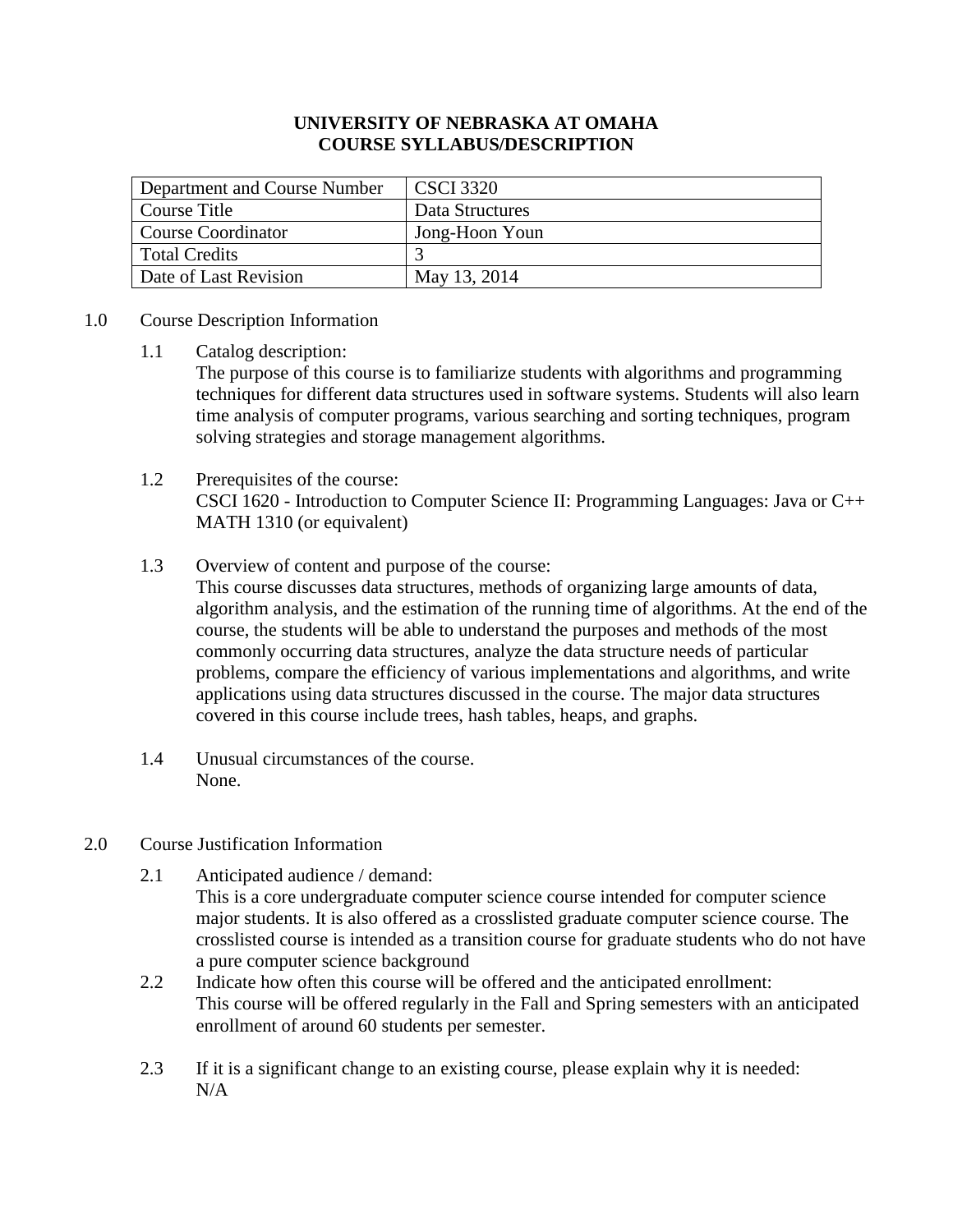# UNIVERSITY OF NEBRASKA AT OMAHA
# COURSE SYLLABUS/DESCRIPTION

| Department and Course Number | CSCI 3320 |
|---|---|
| Course Title | Data Structures |
| Course Coordinator | Jong-Hoon Youn |
| Total Credits | 3 |
| Date of Last Revision | May 13, 2014 |

## 1.0 Course Description Information

### 1.1 Catalog description:

The purpose of this course is to familiarize students with algorithms and programming techniques for different data structures used in software systems. Students will also learn time analysis of computer programs, various searching and sorting techniques, program solving strategies and storage management algorithms.

### 1.2 Prerequisites of the course:

CSCI 1620 - Introduction to Computer Science II: Programming Languages: Java or C++
MATH 1310 (or equivalent)

### 1.3 Overview of content and purpose of the course:

This course discusses data structures, methods of organizing large amounts of data, algorithm analysis, and the estimation of the running time of algorithms. At the end of the course, the students will be able to understand the purposes and methods of the most commonly occurring data structures, analyze the data structure needs of particular problems, compare the efficiency of various implementations and algorithms, and write applications using data structures discussed in the course. The major data structures covered in this course include trees, hash tables, heaps, and graphs.

### 1.4 Unusual circumstances of the course.

None.

## 2.0 Course Justification Information

### 2.1 Anticipated audience / demand:

This is a core undergraduate computer science course intended for computer science major students. It is also offered as a crosslisted graduate computer science course. The crosslisted course is intended as a transition course for graduate students who do not have a pure computer science background

### 2.2 Indicate how often this course will be offered and the anticipated enrollment:

This course will be offered regularly in the Fall and Spring semesters with an anticipated enrollment of around 60 students per semester.

### 2.3 If it is a significant change to an existing course, please explain why it is needed:

N/A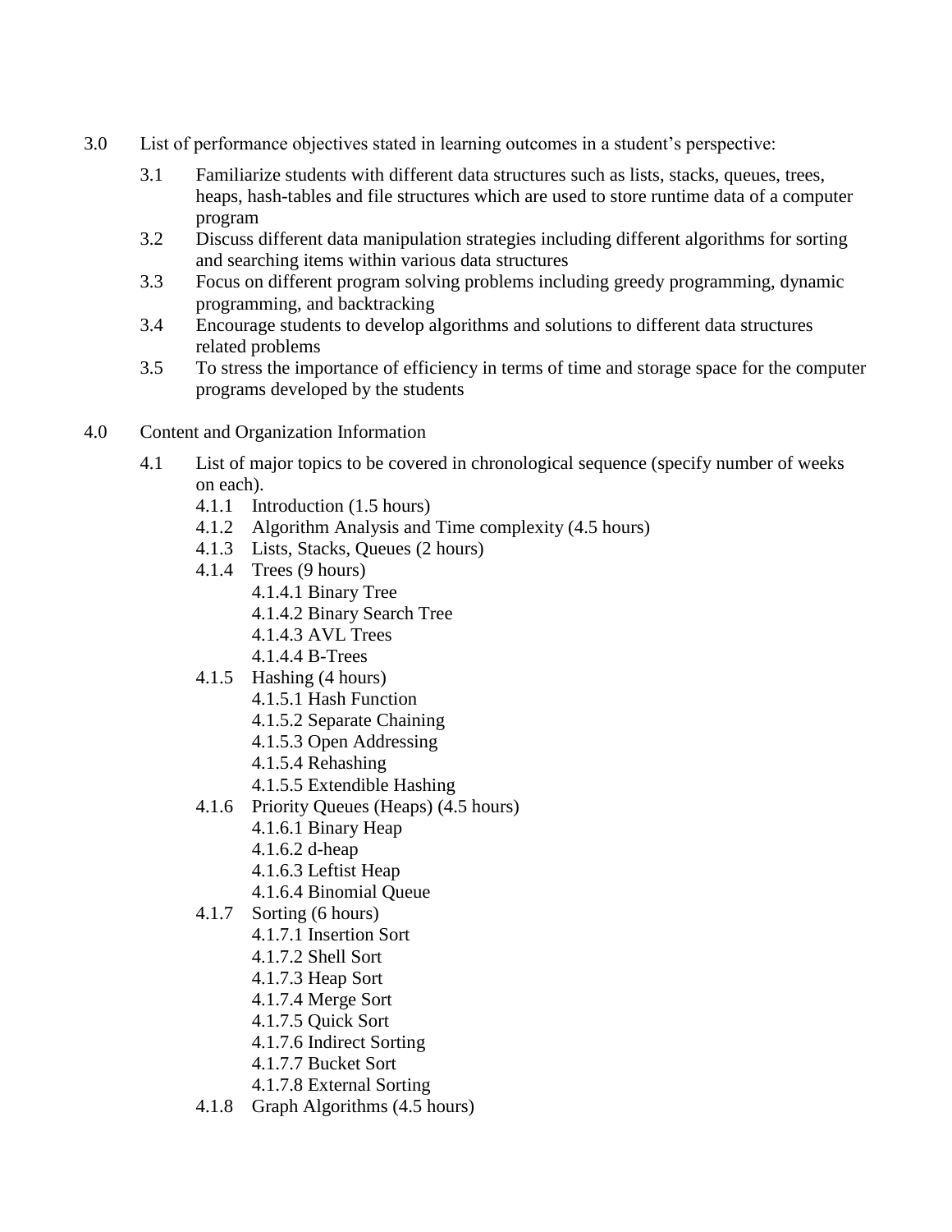3.0 List of performance objectives stated in learning outcomes in a student's perspective:

- 3.1 Familiarize students with different data structures such as lists, stacks, queues, trees, heaps, hash-tables and file structures which are used to store runtime data of a computer program
- 3.2 Discuss different data manipulation strategies including different algorithms for sorting and searching items within various data structures
- 3.3 Focus on different program solving problems including greedy programming, dynamic programming, and backtracking
- 3.4 Encourage students to develop algorithms and solutions to different data structures related problems
- 3.5 To stress the importance of efficiency in terms of time and storage space for the computer programs developed by the students

4.0 Content and Organization Information

- 4.1 List of major topics to be covered in chronological sequence (specify number of weeks on each).
  - 4.1.1 Introduction (1.5 hours)
  - 4.1.2 Algorithm Analysis and Time complexity (4.5 hours)
  - 4.1.3 Lists, Stacks, Queues (2 hours)
  - 4.1.4 Trees (9 hours)
    - 4.1.4.1 Binary Tree
    - 4.1.4.2 Binary Search Tree
    - 4.1.4.3 AVL Trees
    - 4.1.4.4 B-Trees
  - 4.1.5 Hashing (4 hours)
    - 4.1.5.1 Hash Function
    - 4.1.5.2 Separate Chaining
    - 4.1.5.3 Open Addressing
    - 4.1.5.4 Rehashing
    - 4.1.5.5 Extendible Hashing
  - 4.1.6 Priority Queues (Heaps) (4.5 hours)
    - 4.1.6.1 Binary Heap
    - 4.1.6.2 d-heap
    - 4.1.6.3 Leftist Heap
    - 4.1.6.4 Binomial Queue
  - 4.1.7 Sorting (6 hours)
    - 4.1.7.1 Insertion Sort
    - 4.1.7.2 Shell Sort
    - 4.1.7.3 Heap Sort
    - 4.1.7.4 Merge Sort
    - 4.1.7.5 Quick Sort
    - 4.1.7.6 Indirect Sorting
    - 4.1.7.7 Bucket Sort
    - 4.1.7.8 External Sorting
  - 4.1.8 Graph Algorithms (4.5 hours)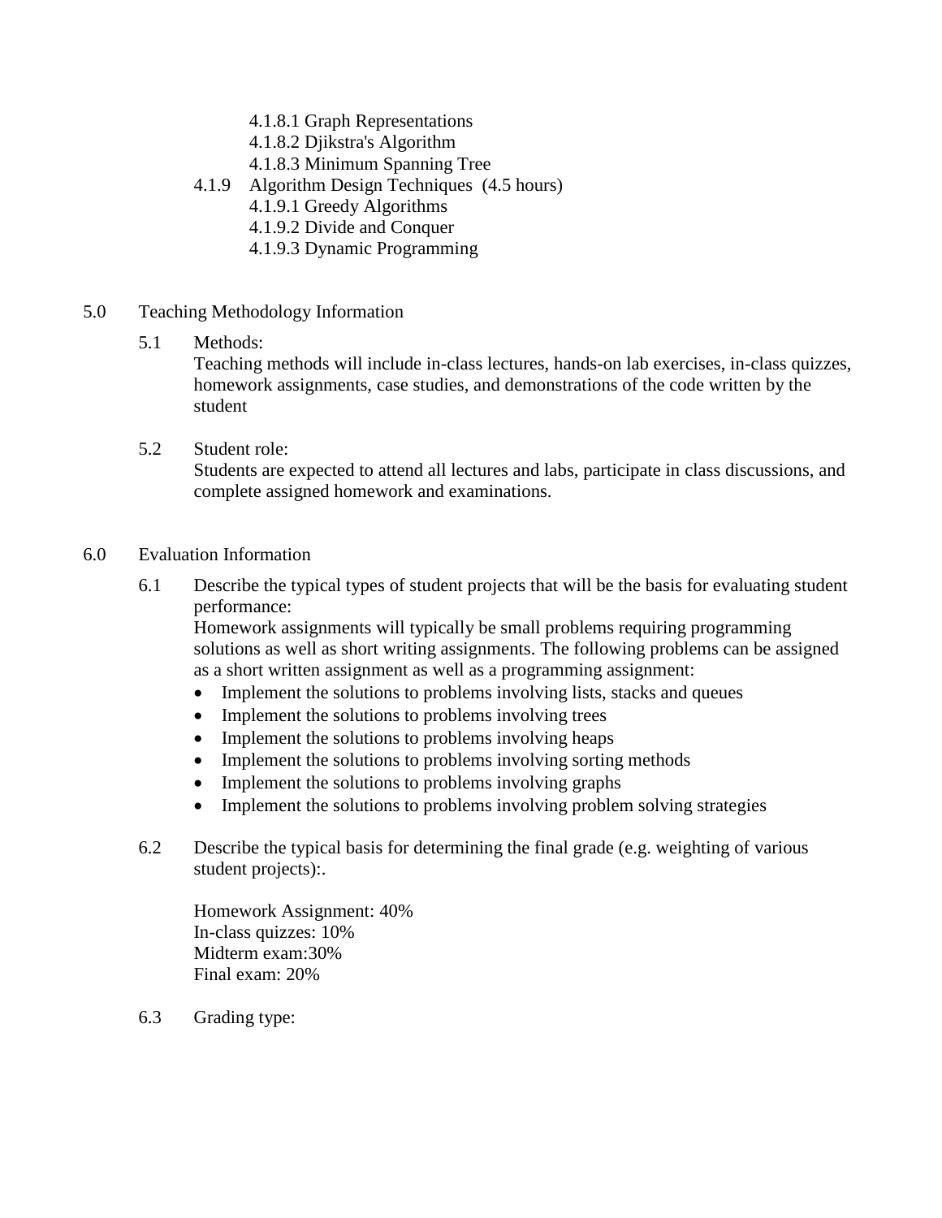4.1.8.1 Graph Representations
      4.1.8.2 Djikstra's Algorithm
      4.1.8.3 Minimum Spanning Tree

   4.1.9 Algorithm Design Techniques (4.5 hours)
      4.1.9.1 Greedy Algorithms
      4.1.9.2 Divide and Conquer
      4.1.9.3 Dynamic Programming

## 5.0 Teaching Methodology Information

### 5.1 Methods:

Teaching methods will include in-class lectures, hands-on lab exercises, in-class quizzes, homework assignments, case studies, and demonstrations of the code written by the student

### 5.2 Student role:

Students are expected to attend all lectures and labs, participate in class discussions, and complete assigned homework and examinations.

## 6.0 Evaluation Information

### 6.1 Describe the typical types of student projects that will be the basis for evaluating student performance:

Homework assignments will typically be small problems requiring programming solutions as well as short writing assignments. The following problems can be assigned as a short written assignment as well as a programming assignment:

- Implement the solutions to problems involving lists, stacks and queues
- Implement the solutions to problems involving trees
- Implement the solutions to problems involving heaps
- Implement the solutions to problems involving sorting methods
- Implement the solutions to problems involving graphs
- Implement the solutions to problems involving problem solving strategies

### 6.2 Describe the typical basis for determining the final grade (e.g. weighting of various student projects):.

Homework Assignment: 40%
In-class quizzes: 10%
Midterm exam:30%
Final exam: 20%

### 6.3 Grading type: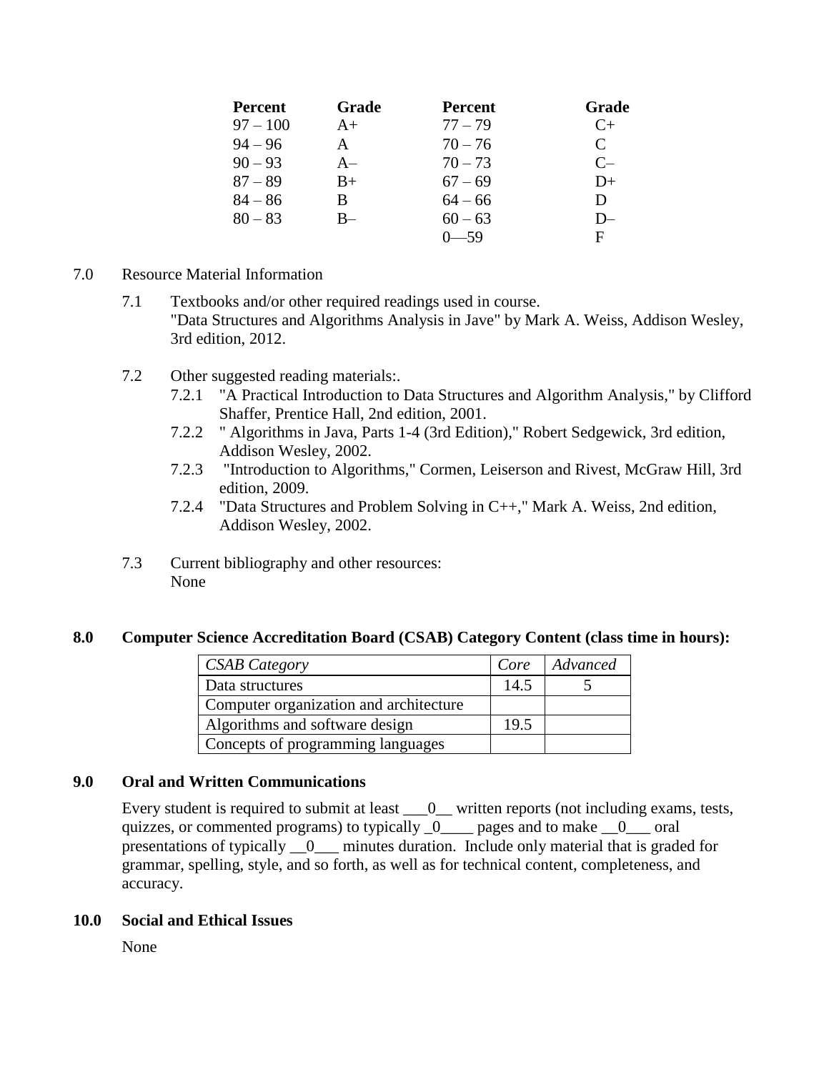| Percent | Grade | Percent | Grade |
|---|---|---|---|
| 97 – 100 | A+ | 77 – 79 | C+ |
| 94 – 96 | A | 70 – 76 | C |
| 90 – 93 | A– | 70 – 73 | C– |
| 87 – 89 | B+ | 67 – 69 | D+ |
| 84 – 86 | B | 64 – 66 | D |
| 80 – 83 | B– | 60 – 63 | D– |
| | | 0—59 | F |

7.0 Resource Material Information

7.1 Textbooks and/or other required readings used in course.
"Data Structures and Algorithms Analysis in Jave" by Mark A. Weiss, Addison Wesley, 3rd edition, 2012.

7.2 Other suggested reading materials:.

- 7.2.1 "A Practical Introduction to Data Structures and Algorithm Analysis," by Clifford Shaffer, Prentice Hall, 2nd edition, 2001.
- 7.2.2 " Algorithms in Java, Parts 1-4 (3rd Edition)," Robert Sedgewick, 3rd edition, Addison Wesley, 2002.
- 7.2.3 "Introduction to Algorithms," Cormen, Leiserson and Rivest, McGraw Hill, 3rd edition, 2009.
- 7.2.4 "Data Structures and Problem Solving in C++," Mark A. Weiss, 2nd edition, Addison Wesley, 2002.

7.3 Current bibliography and other resources:
None

## 8.0 Computer Science Accreditation Board (CSAB) Category Content (class time in hours):

| *CSAB Category* | *Core* | *Advanced* |
|---|---|---|
| Data structures | 14.5 | 5 |
| Computer organization and architecture | | |
| Algorithms and software design | 19.5 | |
| Concepts of programming languages | | |

## 9.0 Oral and Written Communications

Every student is required to submit at least ___0__ written reports (not including exams, tests, quizzes, or commented programs) to typically _0____ pages and to make __0___ oral presentations of typically __0___ minutes duration. Include only material that is graded for grammar, spelling, style, and so forth, as well as for technical content, completeness, and accuracy.

## 10.0 Social and Ethical Issues

None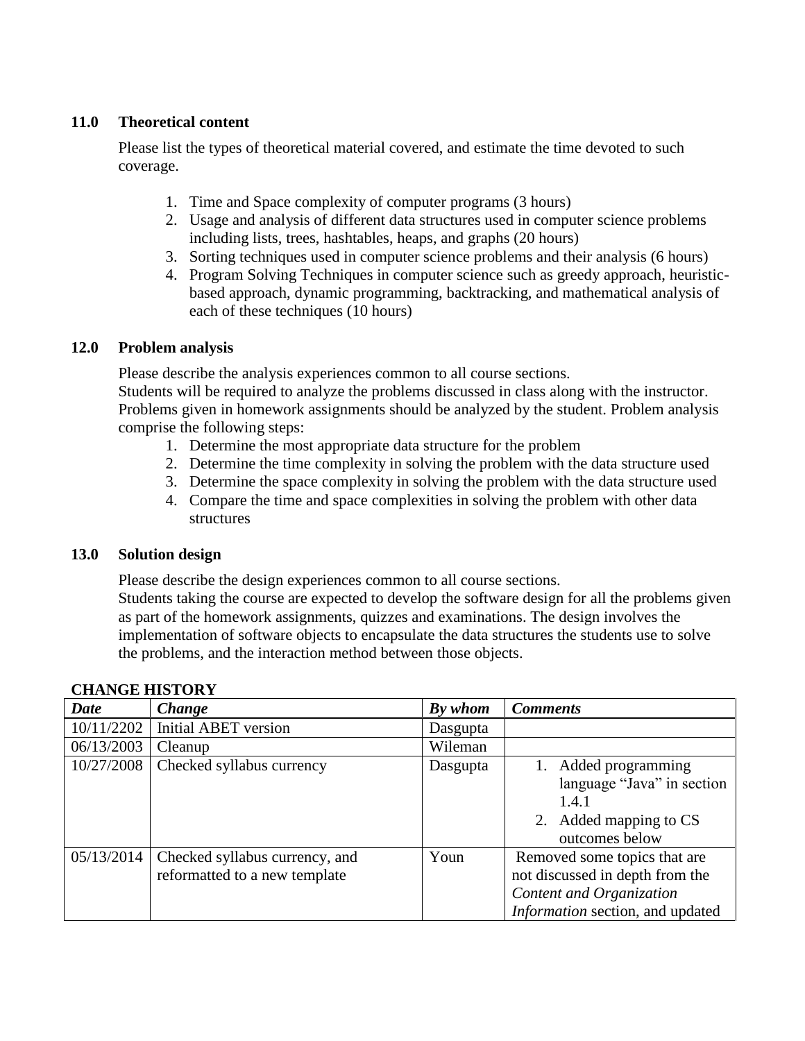## 11.0 Theoretical content

Please list the types of theoretical material covered, and estimate the time devoted to such coverage.

1. Time and Space complexity of computer programs (3 hours)
2. Usage and analysis of different data structures used in computer science problems including lists, trees, hashtables, heaps, and graphs (20 hours)
3. Sorting techniques used in computer science problems and their analysis (6 hours)
4. Program Solving Techniques in computer science such as greedy approach, heuristic-based approach, dynamic programming, backtracking, and mathematical analysis of each of these techniques (10 hours)

## 12.0 Problem analysis

Please describe the analysis experiences common to all course sections.
Students will be required to analyze the problems discussed in class along with the instructor. Problems given in homework assignments should be analyzed by the student. Problem analysis comprise the following steps:

1. Determine the most appropriate data structure for the problem
2. Determine the time complexity in solving the problem with the data structure used
3. Determine the space complexity in solving the problem with the data structure used
4. Compare the time and space complexities in solving the problem with other data structures

## 13.0 Solution design

Please describe the design experiences common to all course sections.
Students taking the course are expected to develop the software design for all the problems given as part of the homework assignments, quizzes and examinations. The design involves the implementation of software objects to encapsulate the data structures the students use to solve the problems, and the interaction method between those objects.

**CHANGE HISTORY**

| ***Date*** | ***Change*** | ***By whom*** | ***Comments*** |
|---|---|---|---|
| 10/11/2202 | Initial ABET version | Dasgupta | |
| 06/13/2003 | Cleanup | Wileman | |
| 10/27/2008 | Checked syllabus currency | Dasgupta | 1. Added programming language "Java" in section 1.4.1 2. Added mapping to CS outcomes below |
| 05/13/2014 | Checked syllabus currency, and reformatted to a new template | Youn | Removed some topics that are not discussed in depth from the *Content and Organization Information* section, and updated |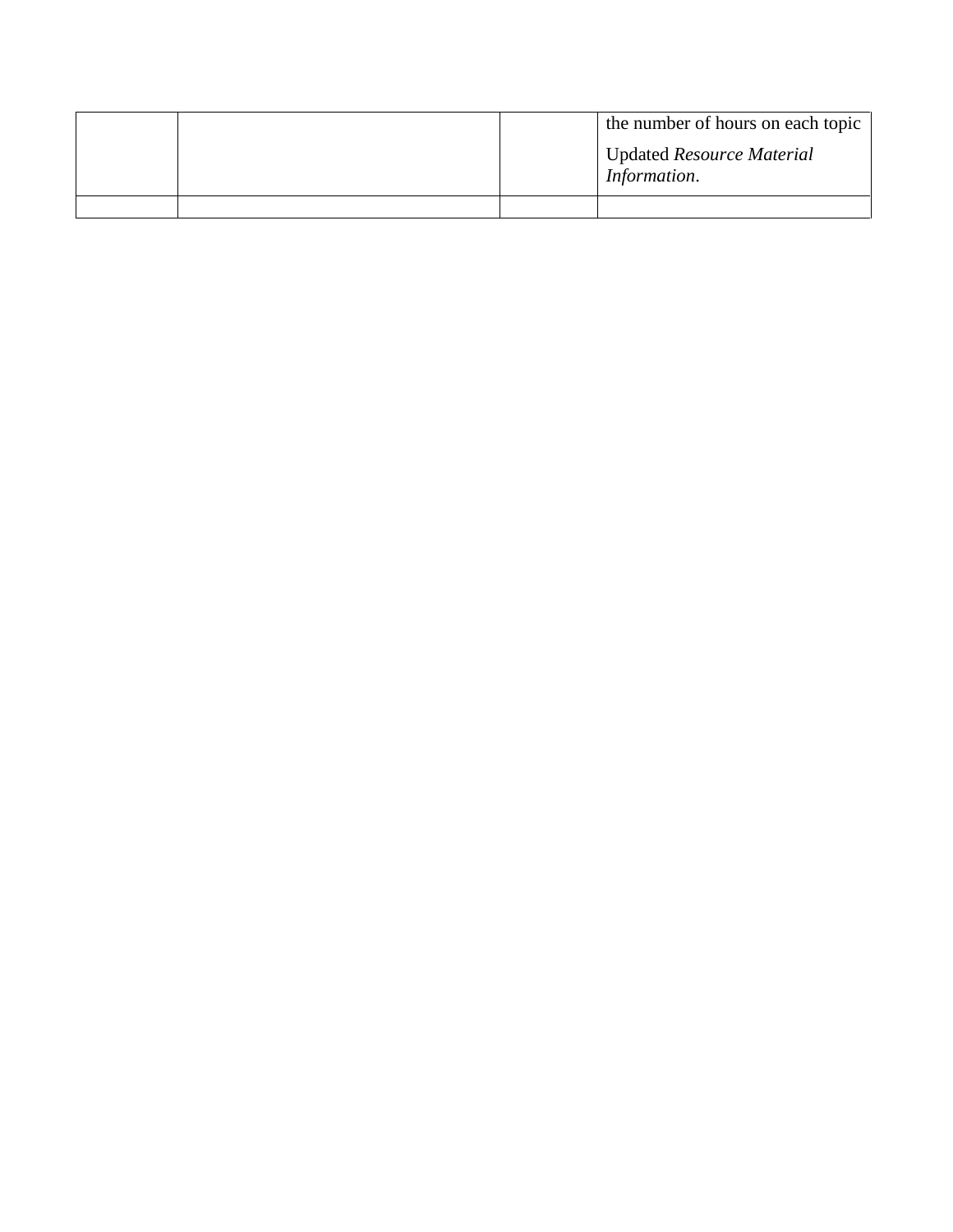| | | | |
|---|---|---|---|
| | | | the number of hours on each topic<br><br>Updated *Resource Material Information*. |
| | | | |